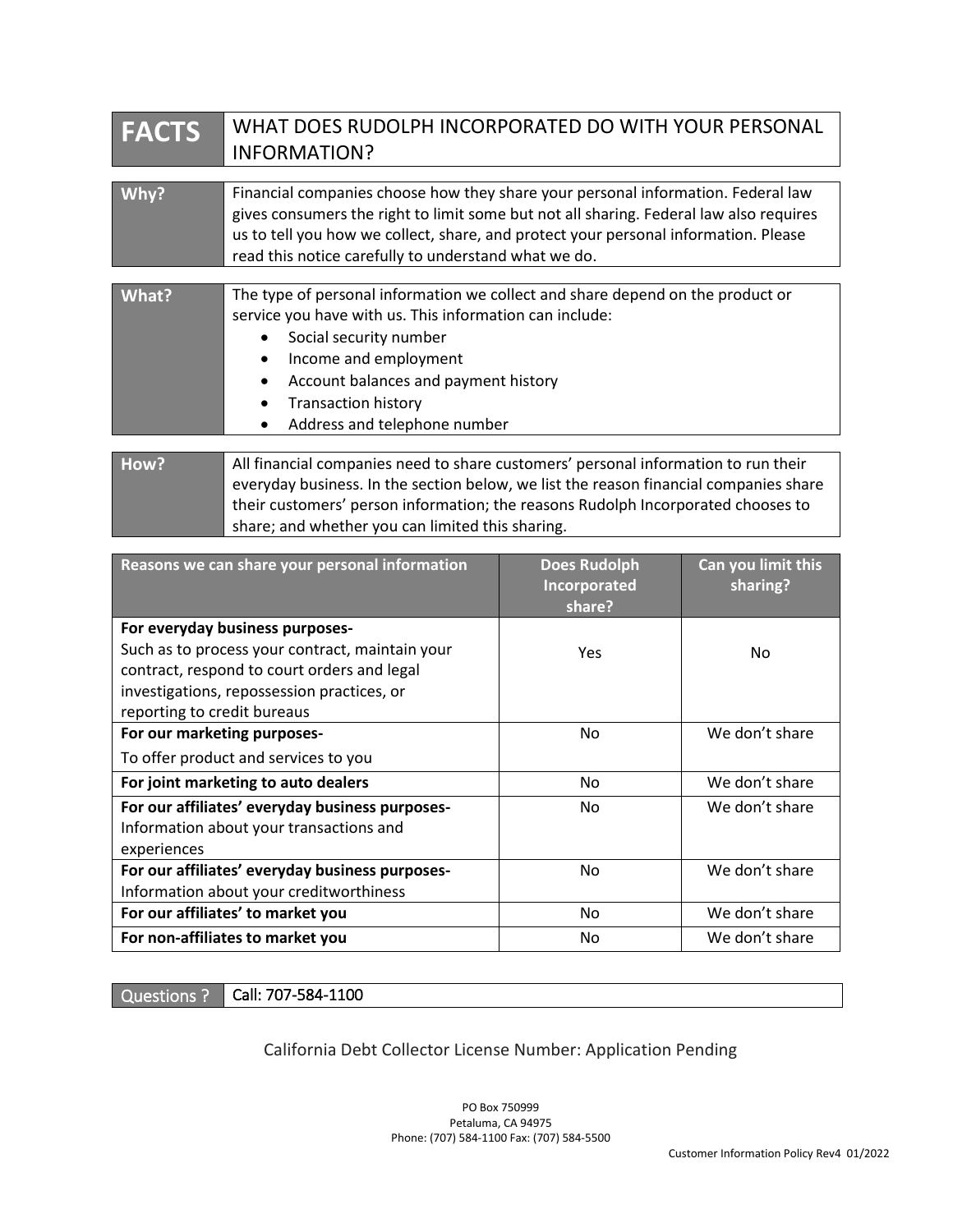| FACTS | WHAT DOES RUDOLPH INCORPORATED DO WITH YOUR PERSONAL INFORMATION? |
|---|---|

| **Why?** | Financial companies choose how they share your personal information. Federal law gives consumers the right to limit some but not all sharing. Federal law also requires us to tell you how we collect, share, and protect your personal information. Please read this notice carefully to understand what we do. |
|---|---|

| **What?** | The type of personal information we collect and share depend on the product or service you have with us. This information can include:<br>• Social security number<br>• Income and employment<br>• Account balances and payment history<br>• Transaction history<br>• Address and telephone number |
|---|---|

| **How?** | All financial companies need to share customers' personal information to run their everyday business. In the section below, we list the reason financial companies share their customers' person information; the reasons Rudolph Incorporated chooses to share; and whether you can limited this sharing. |
|---|---|

| Reasons we can share your personal information | Does Rudolph Incorporated share? | Can you limit this sharing? |
|---|---|---|
| **For everyday business purposes-** Such as to process your contract, maintain your contract, respond to court orders and legal investigations, repossession practices, or reporting to credit bureaus | Yes | No |
| **For our marketing purposes-** To offer product and services to you | No | We don't share |
| **For joint marketing to auto dealers** | No | We don't share |
| **For our affiliates' everyday business purposes-** Information about your transactions and experiences | No | We don't share |
| **For our affiliates' everyday business purposes-** Information about your creditworthiness | No | We don't share |
| **For our affiliates' to market you** | No | We don't share |
| **For non-affiliates to market you** | No | We don't share |

| Questions ? | Call: 707-584-1100 |
|---|---|

California Debt Collector License Number: Application Pending

PO Box 750999
Petaluma, CA 94975
Phone: (707) 584-1100 Fax: (707) 584-5500

Customer Information Policy Rev4 01/2022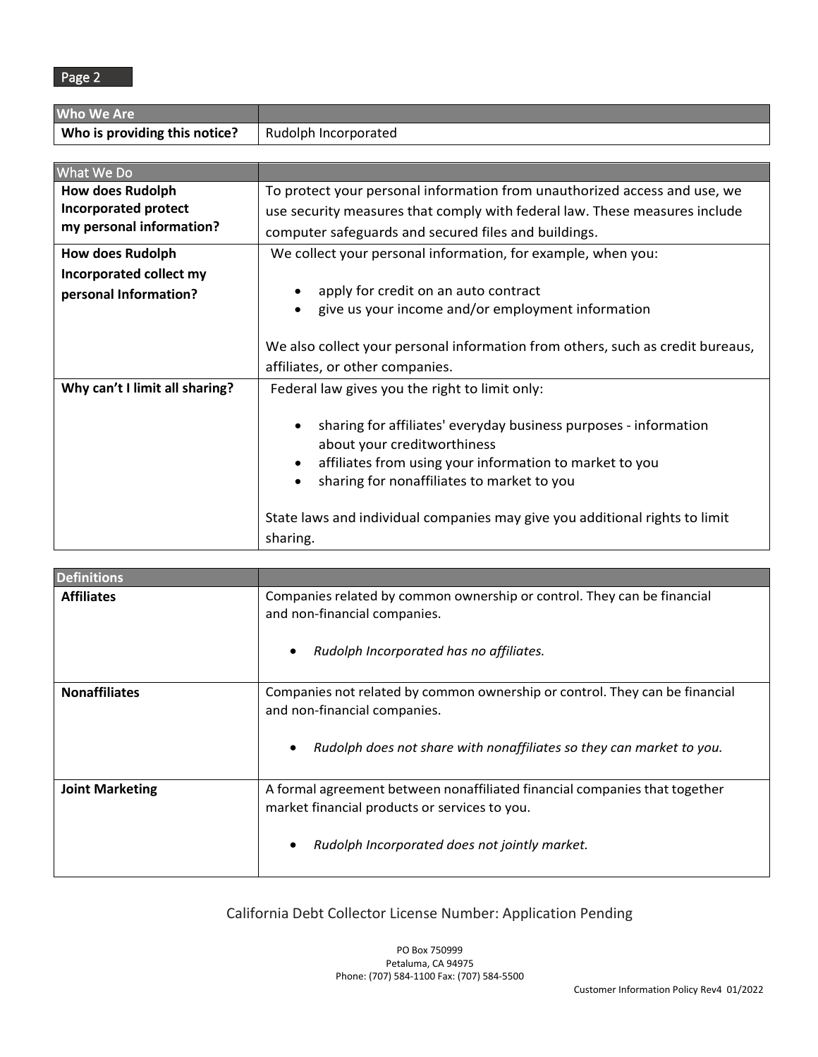| Who We Are | |
|---|---|
| **Who is providing this notice?** | Rudolph Incorporated |

| What We Do | |
|---|---|
| **How does Rudolph Incorporated protect my personal information?** | To protect your personal information from unauthorized access and use, we use security measures that comply with federal law. These measures include computer safeguards and secured files and buildings. |
| **How does Rudolph Incorporated collect my personal Information?** | We collect your personal information, for example, when you:<br><br>• apply for credit on an auto contract<br>• give us your income and/or employment information<br><br>We also collect your personal information from others, such as credit bureaus, affiliates, or other companies. |
| **Why can't I limit all sharing?** | Federal law gives you the right to limit only:<br><br>• sharing for affiliates' everyday business purposes - information about your creditworthiness<br>• affiliates from using your information to market to you<br>• sharing for nonaffiliates to market to you<br><br>State laws and individual companies may give you additional rights to limit sharing. |

| Definitions | |
|---|---|
| **Affiliates** | Companies related by common ownership or control. They can be financial and non-financial companies.<br><br>• *Rudolph Incorporated has no affiliates.* |
| **Nonaffiliates** | Companies not related by common ownership or control. They can be financial and non-financial companies.<br><br>• *Rudolph does not share with nonaffiliates so they can market to you.* |
| **Joint Marketing** | A formal agreement between nonaffiliated financial companies that together market financial products or services to you.<br><br>• *Rudolph Incorporated does not jointly market.* |

California Debt Collector License Number: Application Pending

PO Box 750999
Petaluma, CA 94975
Phone: (707) 584-1100 Fax: (707) 584-5500

Customer Information Policy Rev4 01/2022